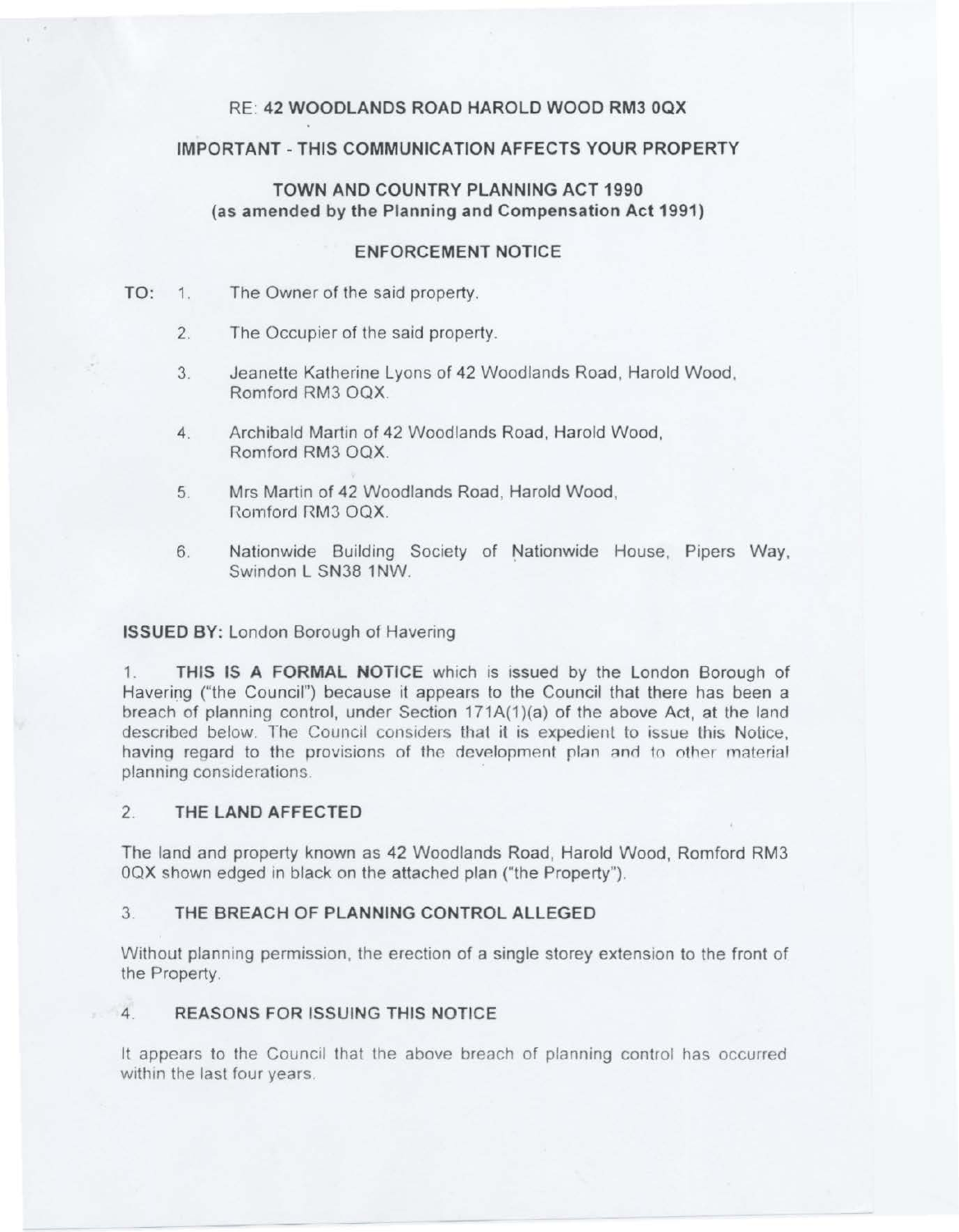RE: 42 WOODLANDS ROAD HAROLD WOOD RM3 0QX

**IMPORTANT - THIS COMMUNICATION AFFECTS YOUR PROPERTY**

**TOWN AND COUNTRY PLANNING ACT 1990**
**(as amended by the Planning and Compensation Act 1991)**

# ENFORCEMENT NOTICE

**TO:**
1. The Owner of the said property.
2. The Occupier of the said property.
3. Jeanette Katherine Lyons of 42 Woodlands Road, Harold Wood, Romford RM3 OQX.
4. Archibald Martin of 42 Woodlands Road, Harold Wood, Romford RM3 OQX.
5. Mrs Martin of 42 Woodlands Road, Harold Wood, Romford RM3 OQX.
6. Nationwide Building Society of Nationwide House, Pipers Way, Swindon L SN38 1NW.

**ISSUED BY:** London Borough of Havering

1. **THIS IS A FORMAL NOTICE** which is issued by the London Borough of Havering ("the Council") because it appears to the Council that there has been a breach of planning control, under Section 171A(1)(a) of the above Act, at the land described below. The Council considers that it is expedient to issue this Notice, having regard to the provisions of the development plan and to other material planning considerations.

## 2. THE LAND AFFECTED

The land and property known as 42 Woodlands Road, Harold Wood, Romford RM3 0QX shown edged in black on the attached plan ("the Property").

## 3. THE BREACH OF PLANNING CONTROL ALLEGED

Without planning permission, the erection of a single storey extension to the front of the Property.

## 4. REASONS FOR ISSUING THIS NOTICE

It appears to the Council that the above breach of planning control has occurred within the last four years.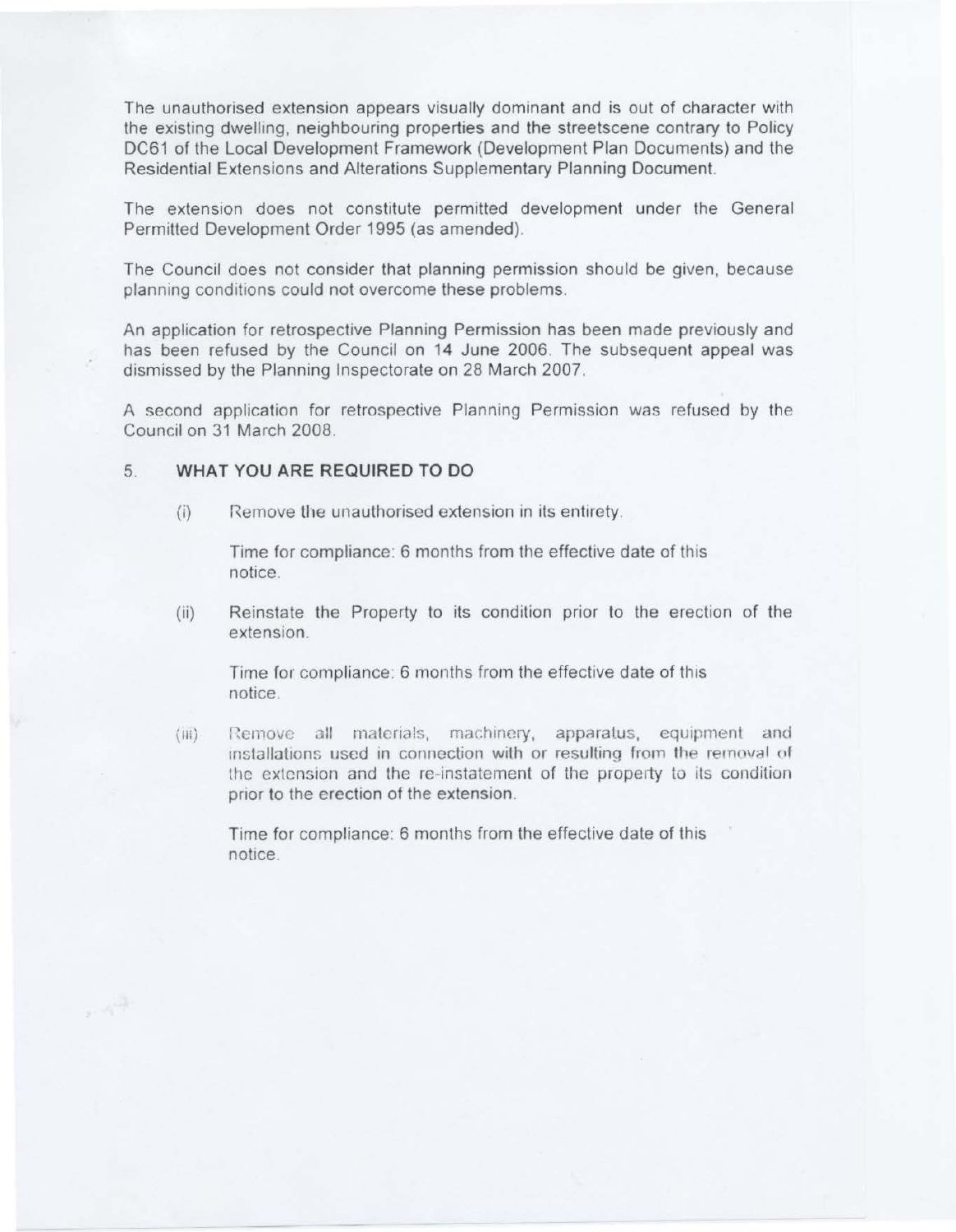The unauthorised extension appears visually dominant and is out of character with the existing dwelling, neighbouring properties and the streetscene contrary to Policy DC61 of the Local Development Framework (Development Plan Documents) and the Residential Extensions and Alterations Supplementary Planning Document.

The extension does not constitute permitted development under the General Permitted Development Order 1995 (as amended).

The Council does not consider that planning permission should be given, because planning conditions could not overcome these problems.

An application for retrospective Planning Permission has been made previously and has been refused by the Council on 14 June 2006. The subsequent appeal was dismissed by the Planning Inspectorate on 28 March 2007.

A second application for retrospective Planning Permission was refused by the Council on 31 March 2008.

## 5. WHAT YOU ARE REQUIRED TO DO

(i) Remove the unauthorised extension in its entirety.

Time for compliance: 6 months from the effective date of this notice.

(ii) Reinstate the Property to its condition prior to the erection of the extension.

Time for compliance: 6 months from the effective date of this notice.

(iii) Remove all materials, machinery, apparatus, equipment and installations used in connection with or resulting from the removal of the extension and the re-instatement of the property to its condition prior to the erection of the extension.

Time for compliance: 6 months from the effective date of this notice.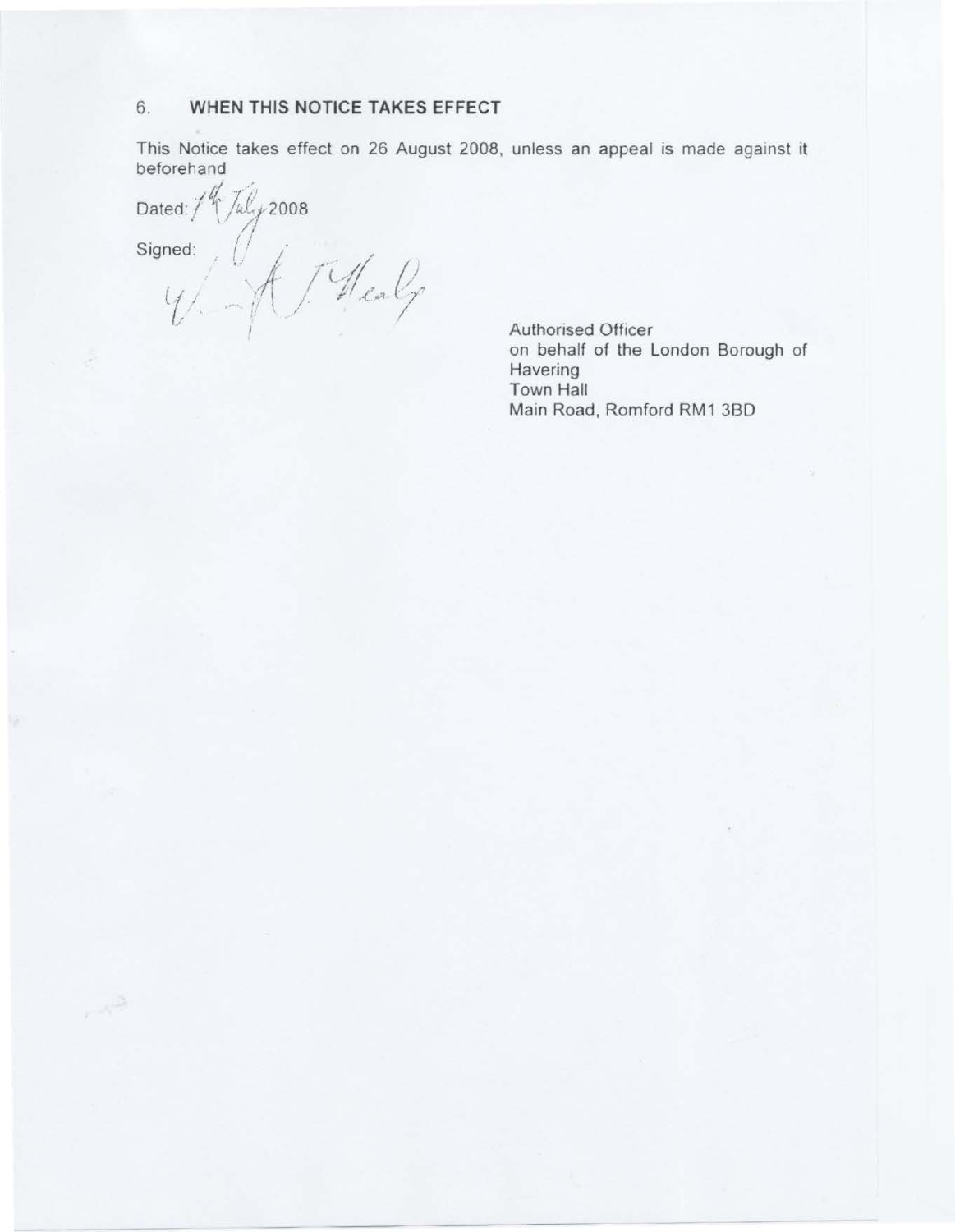## 6. WHEN THIS NOTICE TAKES EFFECT

This Notice takes effect on 26 August 2008, unless an appeal is made against it beforehand

Dated: 14th July 2008

Signed:

Authorised Officer
on behalf of the London Borough of Havering
Town Hall
Main Road, Romford RM1 3BD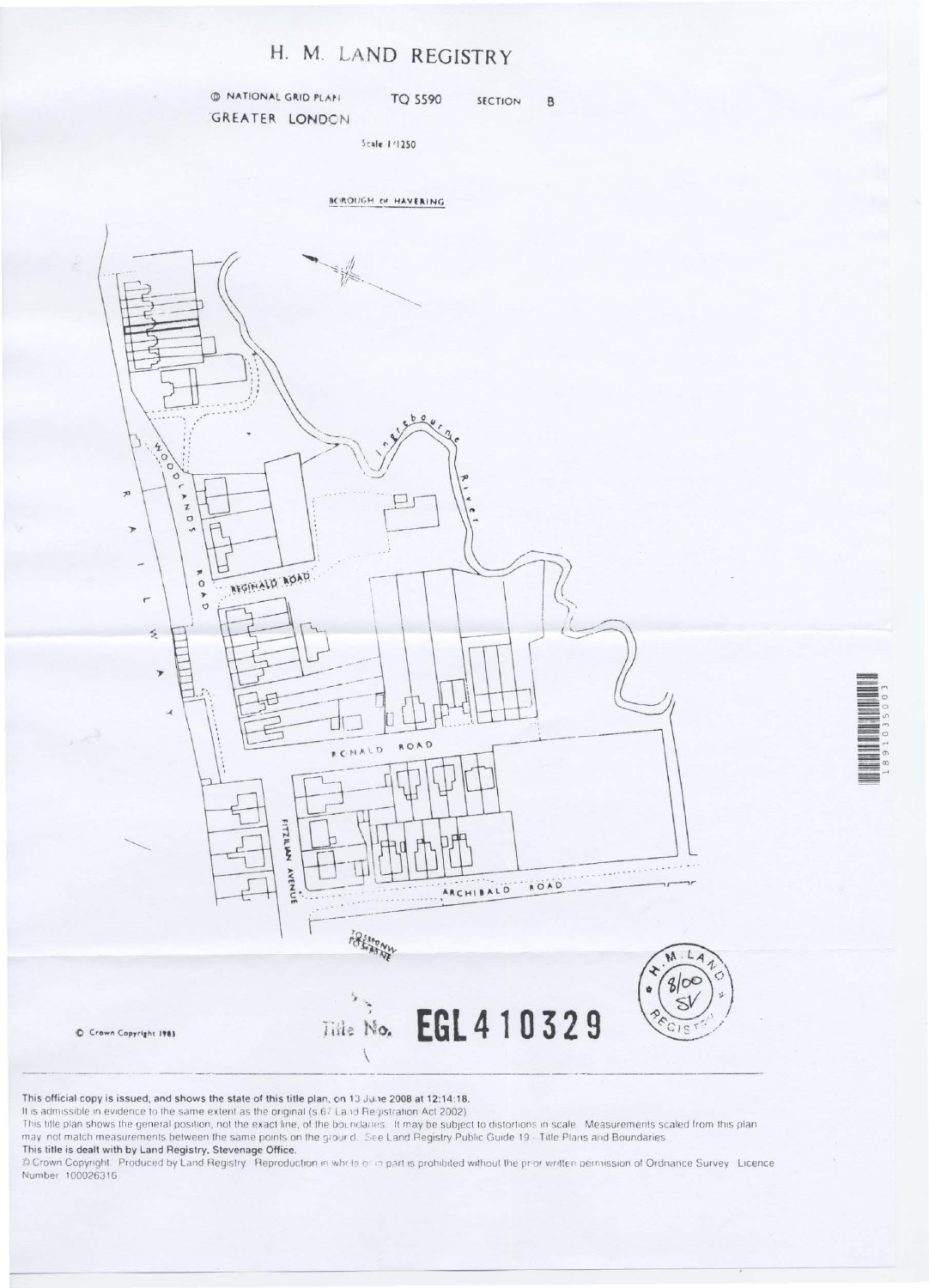# H. M. LAND REGISTRY

NATIONAL GRID PLAN TQ 5590 SECTION B

GREATER LONDON

Scale 1/1250

BOROUGH OF HAVERING

WOODLANDS ROAD

RAILWAY

Ingrebourne River

REGINALD ROAD

RONALD ROAD

FITZILIAN AVENUE

ARCHIBALD ROAD

© Crown Copyright 1983

Title No. **EGL410329**

This official copy is issued, and shows the state of this title plan, on 13 June 2008 at 12:14:18.

It is admissible in evidence to the same extent as the original (s.67 Land Registration Act 2002).

This title plan shows the general position, not the exact line, of the boundaries. It may be subject to distortions in scale. Measurements scaled from this plan may not match measurements between the same points on the ground. See Land Registry Public Guide 19 - Title Plans and Boundaries.

**This title is dealt with by Land Registry, Stevenage Office.**

© Crown Copyright. Produced by Land Registry. Reproduction in whole or in part is prohibited without the prior written permission of Ordnance Survey. Licence Number 100026316.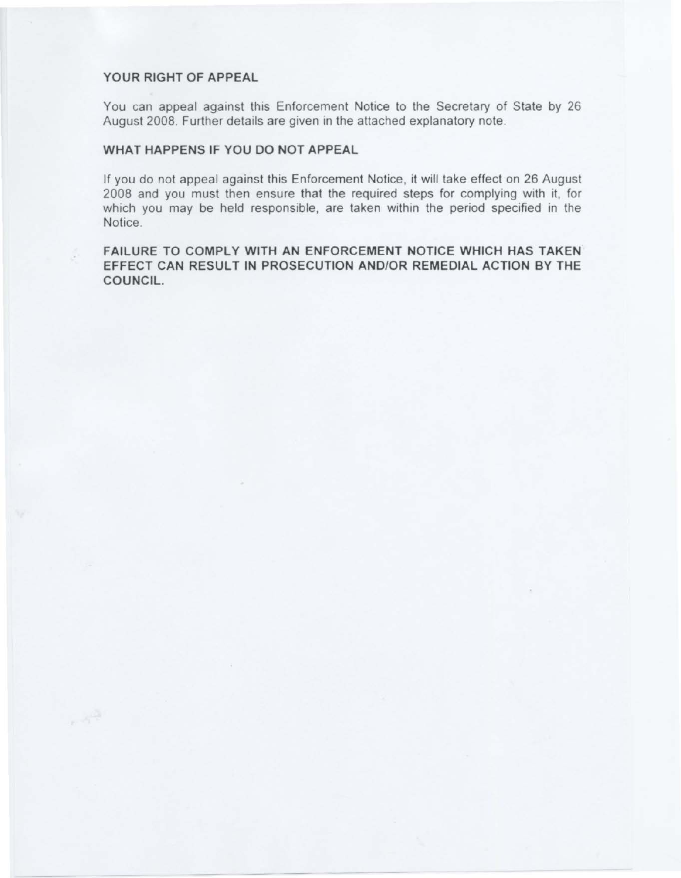## YOUR RIGHT OF APPEAL

You can appeal against this Enforcement Notice to the Secretary of State by 26 August 2008. Further details are given in the attached explanatory note.

## WHAT HAPPENS IF YOU DO NOT APPEAL

If you do not appeal against this Enforcement Notice, it will take effect on 26 August 2008 and you must then ensure that the required steps for complying with it, for which you may be held responsible, are taken within the period specified in the Notice.

**FAILURE TO COMPLY WITH AN ENFORCEMENT NOTICE WHICH HAS TAKEN EFFECT CAN RESULT IN PROSECUTION AND/OR REMEDIAL ACTION BY THE COUNCIL.**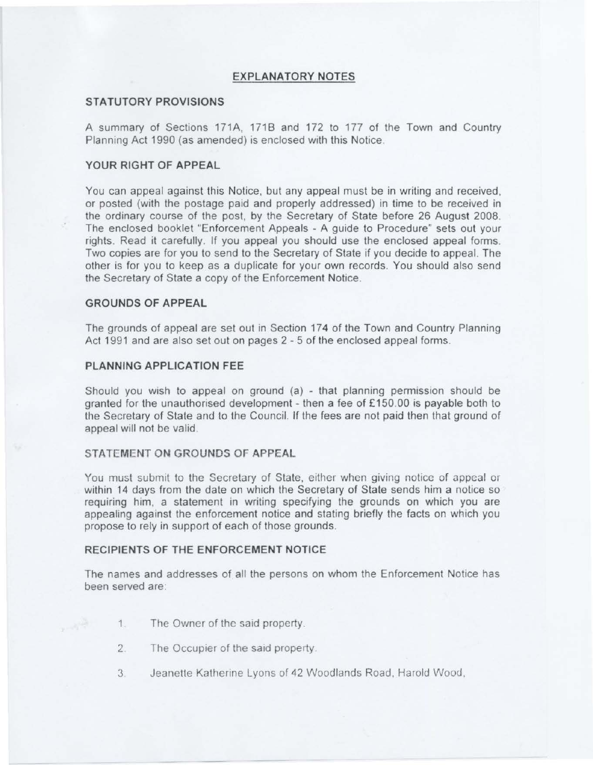# EXPLANATORY NOTES

## STATUTORY PROVISIONS

A summary of Sections 171A, 171B and 172 to 177 of the Town and Country Planning Act 1990 (as amended) is enclosed with this Notice.

## YOUR RIGHT OF APPEAL

You can appeal against this Notice, but any appeal must be in writing and received, or posted (with the postage paid and properly addressed) in time to be received in the ordinary course of the post, by the Secretary of State before 26 August 2008. The enclosed booklet "Enforcement Appeals - A guide to Procedure" sets out your rights. Read it carefully. If you appeal you should use the enclosed appeal forms. Two copies are for you to send to the Secretary of State if you decide to appeal. The other is for you to keep as a duplicate for your own records. You should also send the Secretary of State a copy of the Enforcement Notice.

## GROUNDS OF APPEAL

The grounds of appeal are set out in Section 174 of the Town and Country Planning Act 1991 and are also set out on pages 2 - 5 of the enclosed appeal forms.

## PLANNING APPLICATION FEE

Should you wish to appeal on ground (a) - that planning permission should be granted for the unauthorised development - then a fee of £150.00 is payable both to the Secretary of State and to the Council. If the fees are not paid then that ground of appeal will not be valid.

## STATEMENT ON GROUNDS OF APPEAL

You must submit to the Secretary of State, either when giving notice of appeal or within 14 days from the date on which the Secretary of State sends him a notice so requiring him, a statement in writing specifying the grounds on which you are appealing against the enforcement notice and stating briefly the facts on which you propose to rely in support of each of those grounds.

## RECIPIENTS OF THE ENFORCEMENT NOTICE

The names and addresses of all the persons on whom the Enforcement Notice has been served are:

1. The Owner of the said property.
2. The Occupier of the said property.
3. Jeanette Katherine Lyons of 42 Woodlands Road, Harold Wood,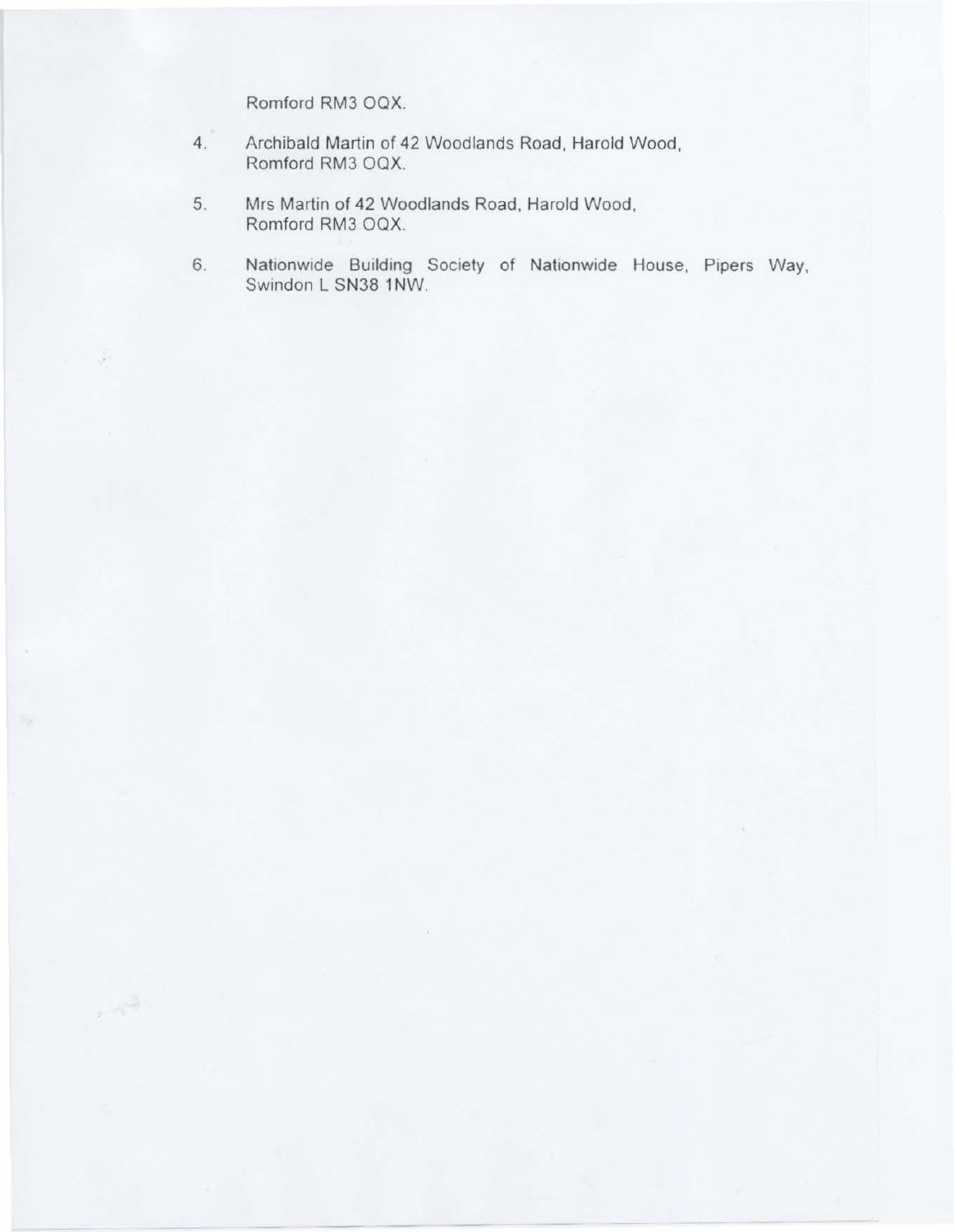Romford RM3 OQX.

4. Archibald Martin of 42 Woodlands Road, Harold Wood, Romford RM3 OQX.

5. Mrs Martin of 42 Woodlands Road, Harold Wood, Romford RM3 OQX.

6. Nationwide Building Society of Nationwide House, Pipers Way, Swindon L SN38 1NW.